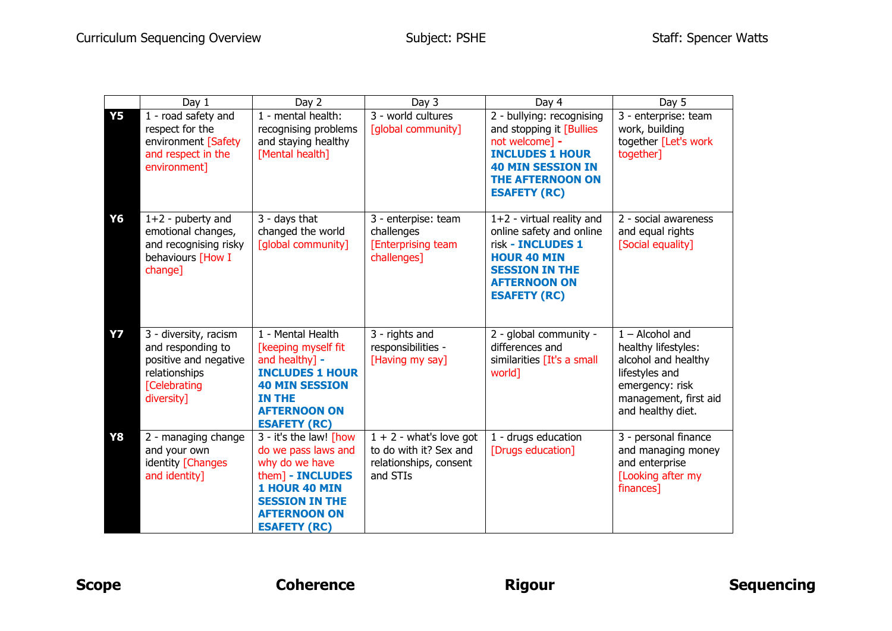Curriculum Sequencing Overview    Subject: PSHE    Staff: Spencer Watts

| | Day 1 | Day 2 | Day 3 | Day 4 | Day 5 |
|---|---|---|---|---|---|
| **Y5** | 1 - road safety and respect for the environment [Safety and respect in the environment] | 1 - mental health: recognising problems and staying healthy [Mental health] | 3 - world cultures [global community] | 2 - bullying: recognising and stopping it [Bullies not welcome] **- INCLUDES 1 HOUR 40 MIN SESSION IN THE AFTERNOON ON ESAFETY (RC)** | 3 - enterprise: team work, building together [Let's work together] |
| **Y6** | 1+2 - puberty and emotional changes, and recognising risky behaviours [How I change] | 3 - days that changed the world [global community] | 3 - enterpise: team challenges [Enterprising team challenges] | 1+2 - virtual reality and online safety and online risk **- INCLUDES 1 HOUR 40 MIN SESSION IN THE AFTERNOON ON ESAFETY (RC)** | 2 - social awareness and equal rights [Social equality] |
| **Y7** | 3 - diversity, racism and responding to positive and negative relationships [Celebrating diversity] | 1 - Mental Health [keeping myself fit and healthy] **- INCLUDES 1 HOUR 40 MIN SESSION IN THE AFTERNOON ON ESAFETY (RC)** | 3 - rights and responsibilities - [Having my say] | 2 - global community - differences and similarities [It's a small world] | 1 – Alcohol and healthy lifestyles: alcohol and healthy lifestyles and emergency: risk management, first aid and healthy diet. |
| **Y8** | 2 - managing change and your own identity [Changes and identity] | 3 - it's the law! [how do we pass laws and why do we have them] **- INCLUDES 1 HOUR 40 MIN SESSION IN THE AFTERNOON ON ESAFETY (RC)** | 1 + 2 - what's love got to do with it? Sex and relationships, consent and STIs | 1 - drugs education [Drugs education] | 3 - personal finance and managing money and enterprise [Looking after my finances] |

**Scope** **Coherence** **Rigour** **Sequencing**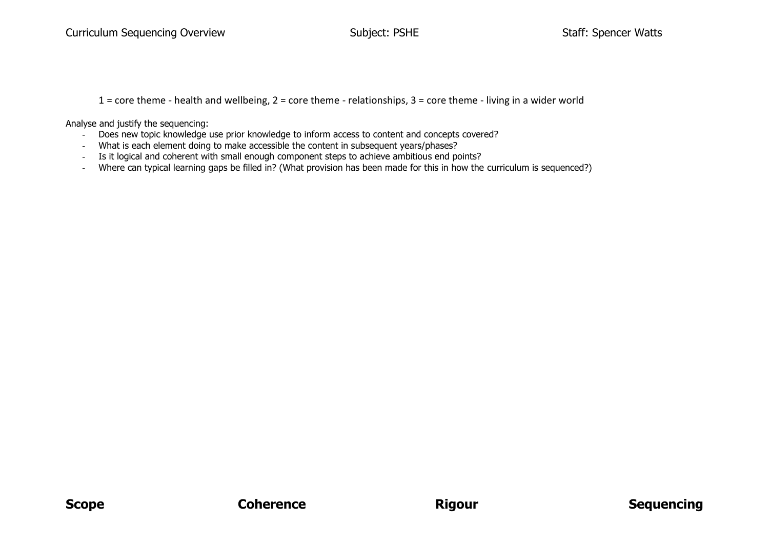Curriculum Sequencing Overview Subject: PSHE Staff: Spencer Watts

1 = core theme - health and wellbeing, 2 = core theme - relationships, 3 = core theme - living in a wider world

Analyse and justify the sequencing:

- Does new topic knowledge use prior knowledge to inform access to content and concepts covered?
- What is each element doing to make accessible the content in subsequent years/phases?
- Is it logical and coherent with small enough component steps to achieve ambitious end points?
- Where can typical learning gaps be filled in? (What provision has been made for this in how the curriculum is sequenced?)

**Scope** **Coherence** **Rigour** **Sequencing**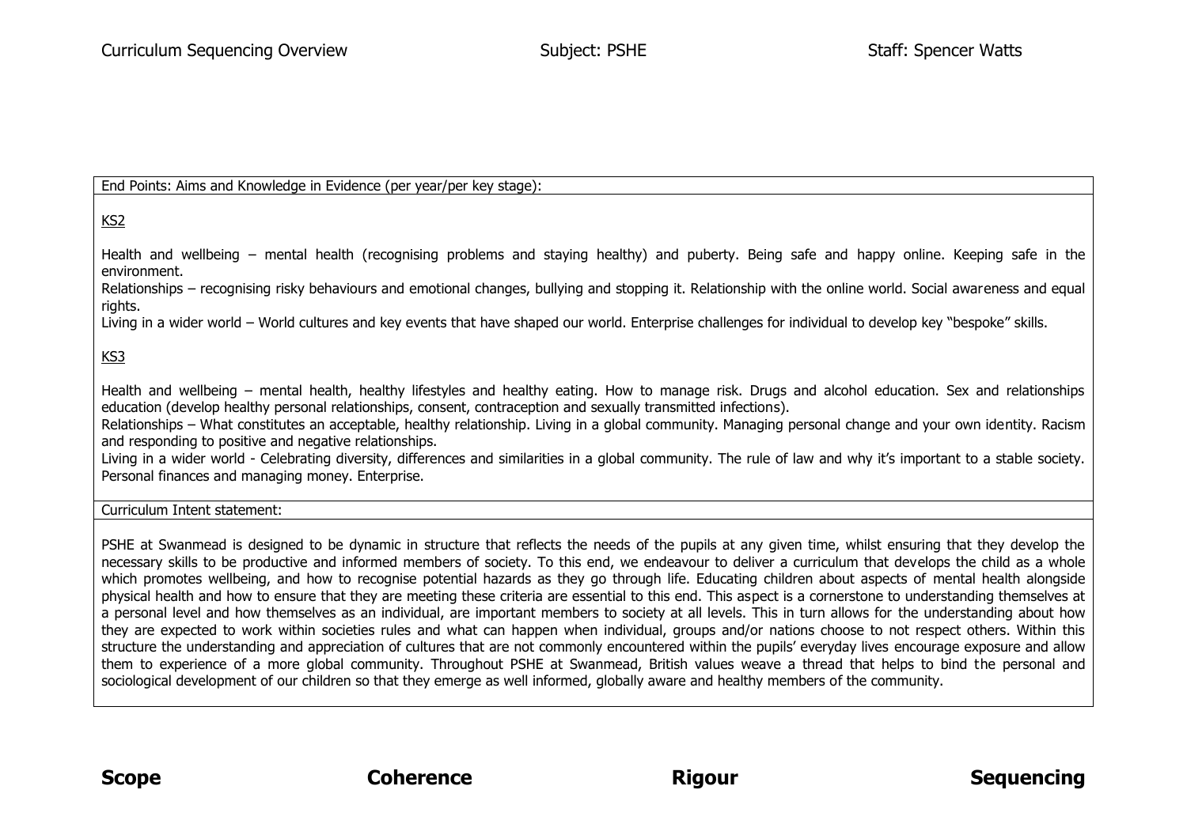Curriculum Sequencing Overview Subject: PSHE Staff: Spencer Watts

| End Points: Aims and Knowledge in Evidence (per year/per key stage): |
|---|
| <u>KS2</u><br><br>Health and wellbeing – mental health (recognising problems and staying healthy) and puberty. Being safe and happy online. Keeping safe in the environment.<br>Relationships – recognising risky behaviours and emotional changes, bullying and stopping it. Relationship with the online world. Social awareness and equal rights.<br>Living in a wider world – World cultures and key events that have shaped our world. Enterprise challenges for individual to develop key "bespoke" skills.<br><br><u>KS3</u><br><br>Health and wellbeing – mental health, healthy lifestyles and healthy eating. How to manage risk. Drugs and alcohol education. Sex and relationships education (develop healthy personal relationships, consent, contraception and sexually transmitted infections).<br>Relationships – What constitutes an acceptable, healthy relationship. Living in a global community. Managing personal change and your own identity. Racism and responding to positive and negative relationships.<br>Living in a wider world - Celebrating diversity, differences and similarities in a global community. The rule of law and why it's important to a stable society. Personal finances and managing money. Enterprise. |
| Curriculum Intent statement: |
| PSHE at Swanmead is designed to be dynamic in structure that reflects the needs of the pupils at any given time, whilst ensuring that they develop the necessary skills to be productive and informed members of society. To this end, we endeavour to deliver a curriculum that develops the child as a whole which promotes wellbeing, and how to recognise potential hazards as they go through life. Educating children about aspects of mental health alongside physical health and how to ensure that they are meeting these criteria are essential to this end. This aspect is a cornerstone to understanding themselves at a personal level and how themselves as an individual, are important members to society at all levels. This in turn allows for the understanding about how they are expected to work within societies rules and what can happen when individual, groups and/or nations choose to not respect others. Within this structure the understanding and appreciation of cultures that are not commonly encountered within the pupils' everyday lives encourage exposure and allow them to experience of a more global community. Throughout PSHE at Swanmead, British values weave a thread that helps to bind the personal and sociological development of our children so that they emerge as well informed, globally aware and healthy members of the community. |

**Scope** **Coherence** **Rigour** **Sequencing**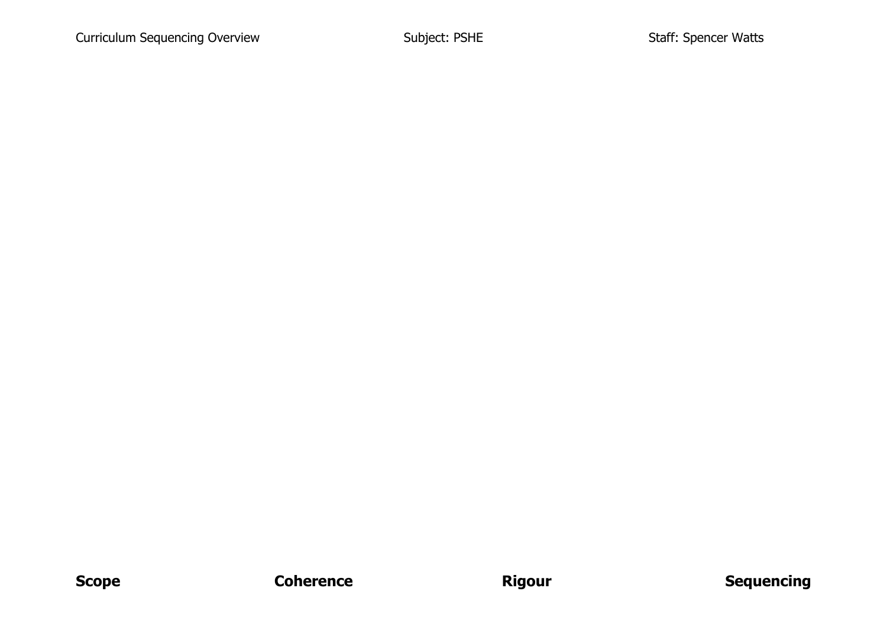Curriculum Sequencing Overview Subject: PSHE Staff: Spencer Watts

**Scope** **Coherence** **Rigour** **Sequencing**